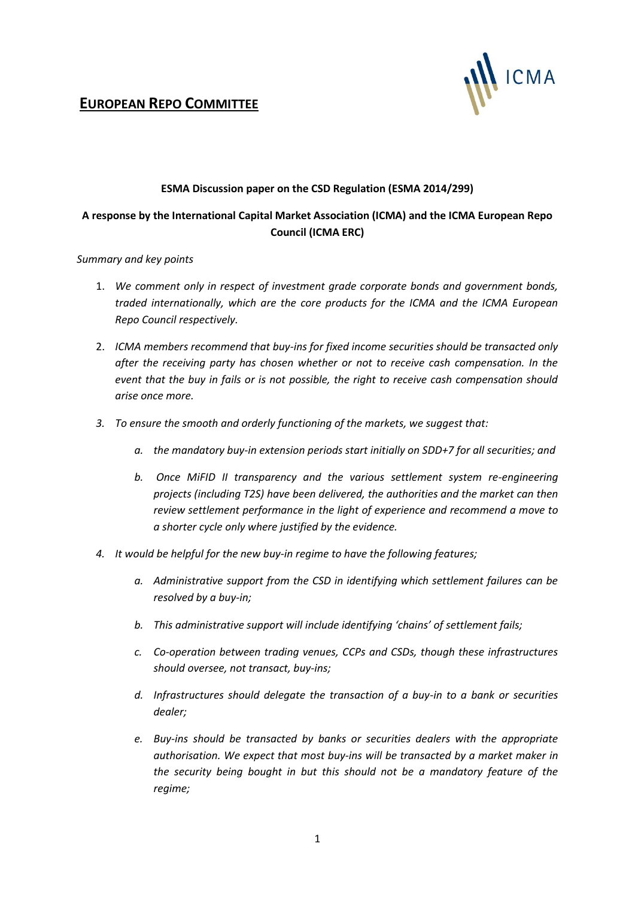# EUROPEAN REPO COMMITTEE

**ESMA Discussion paper on the CSD Regulation (ESMA 2014/299)**

**A response by the International Capital Market Association (ICMA) and the ICMA European Repo Council (ICMA ERC)**

*Summary and key points*

1. *We comment only in respect of investment grade corporate bonds and government bonds, traded internationally, which are the core products for the ICMA and the ICMA European Repo Council respectively.*

2. *ICMA members recommend that buy-ins for fixed income securities should be transacted only after the receiving party has chosen whether or not to receive cash compensation. In the event that the buy in fails or is not possible, the right to receive cash compensation should arise once more.*

3. *To ensure the smooth and orderly functioning of the markets, we suggest that:*

   a. *the mandatory buy-in extension periods start initially on SDD+7 for all securities; and*

   b. *Once MiFID II transparency and the various settlement system re-engineering projects (including T2S) have been delivered, the authorities and the market can then review settlement performance in the light of experience and recommend a move to a shorter cycle only where justified by the evidence.*

4. *It would be helpful for the new buy-in regime to have the following features;*

   a. *Administrative support from the CSD in identifying which settlement failures can be resolved by a buy-in;*

   b. *This administrative support will include identifying 'chains' of settlement fails;*

   c. *Co-operation between trading venues, CCPs and CSDs, though these infrastructures should oversee, not transact, buy-ins;*

   d. *Infrastructures should delegate the transaction of a buy-in to a bank or securities dealer;*

   e. *Buy-ins should be transacted by banks or securities dealers with the appropriate authorisation. We expect that most buy-ins will be transacted by a market maker in the security being bought in but this should not be a mandatory feature of the regime;*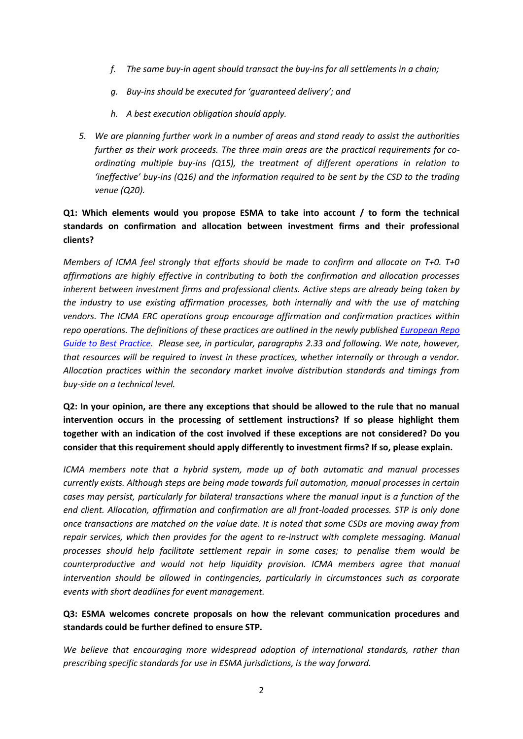*f. The same buy-in agent should transact the buy-ins for all settlements in a chain;*

*g. Buy-ins should be executed for 'guaranteed delivery'; and*

*h. A best execution obligation should apply.*

*5. We are planning further work in a number of areas and stand ready to assist the authorities further as their work proceeds. The three main areas are the practical requirements for co-ordinating multiple buy-ins (Q15), the treatment of different operations in relation to 'ineffective' buy-ins (Q16) and the information required to be sent by the CSD to the trading venue (Q20).*

**Q1: Which elements would you propose ESMA to take into account / to form the technical standards on confirmation and allocation between investment firms and their professional clients?**

*Members of ICMA feel strongly that efforts should be made to confirm and allocate on T+0. T+0 affirmations are highly effective in contributing to both the confirmation and allocation processes inherent between investment firms and professional clients. Active steps are already being taken by the industry to use existing affirmation processes, both internally and with the use of matching vendors. The ICMA ERC operations group encourage affirmation and confirmation practices within repo operations. The definitions of these practices are outlined in the newly published [European Repo Guide to Best Practice](). Please see, in particular, paragraphs 2.33 and following. We note, however, that resources will be required to invest in these practices, whether internally or through a vendor. Allocation practices within the secondary market involve distribution standards and timings from buy-side on a technical level.*

**Q2: In your opinion, are there any exceptions that should be allowed to the rule that no manual intervention occurs in the processing of settlement instructions? If so please highlight them together with an indication of the cost involved if these exceptions are not considered? Do you consider that this requirement should apply differently to investment firms? If so, please explain.**

*ICMA members note that a hybrid system, made up of both automatic and manual processes currently exists. Although steps are being made towards full automation, manual processes in certain cases may persist, particularly for bilateral transactions where the manual input is a function of the end client. Allocation, affirmation and confirmation are all front-loaded processes. STP is only done once transactions are matched on the value date. It is noted that some CSDs are moving away from repair services, which then provides for the agent to re-instruct with complete messaging. Manual processes should help facilitate settlement repair in some cases; to penalise them would be counterproductive and would not help liquidity provision. ICMA members agree that manual intervention should be allowed in contingencies, particularly in circumstances such as corporate events with short deadlines for event management.*

**Q3: ESMA welcomes concrete proposals on how the relevant communication procedures and standards could be further defined to ensure STP.**

*We believe that encouraging more widespread adoption of international standards, rather than prescribing specific standards for use in ESMA jurisdictions, is the way forward.*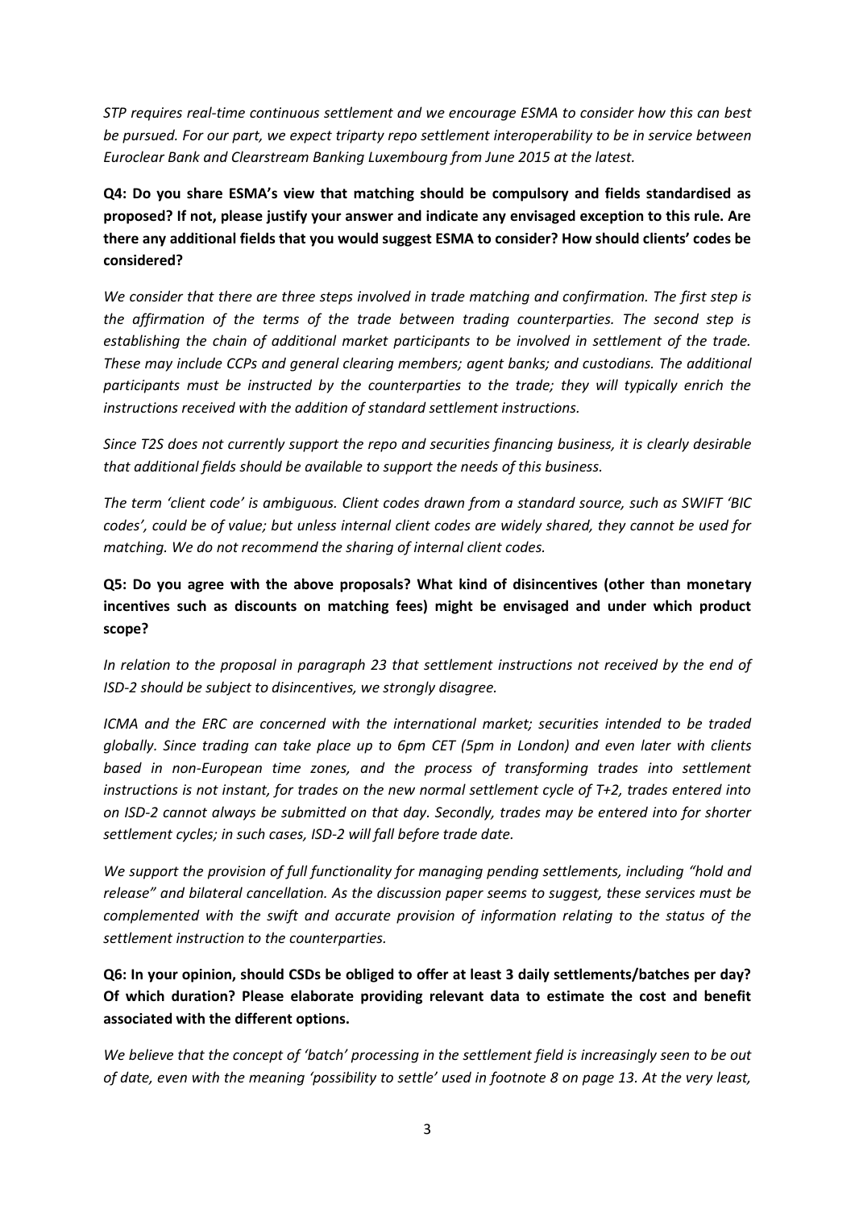*STP requires real-time continuous settlement and we encourage ESMA to consider how this can best be pursued. For our part, we expect triparty repo settlement interoperability to be in service between Euroclear Bank and Clearstream Banking Luxembourg from June 2015 at the latest.*

**Q4: Do you share ESMA's view that matching should be compulsory and fields standardised as proposed? If not, please justify your answer and indicate any envisaged exception to this rule. Are there any additional fields that you would suggest ESMA to consider? How should clients' codes be considered?**

*We consider that there are three steps involved in trade matching and confirmation. The first step is the affirmation of the terms of the trade between trading counterparties. The second step is establishing the chain of additional market participants to be involved in settlement of the trade. These may include CCPs and general clearing members; agent banks; and custodians. The additional participants must be instructed by the counterparties to the trade; they will typically enrich the instructions received with the addition of standard settlement instructions.*

*Since T2S does not currently support the repo and securities financing business, it is clearly desirable that additional fields should be available to support the needs of this business.*

*The term 'client code' is ambiguous. Client codes drawn from a standard source, such as SWIFT 'BIC codes', could be of value; but unless internal client codes are widely shared, they cannot be used for matching. We do not recommend the sharing of internal client codes.*

**Q5: Do you agree with the above proposals? What kind of disincentives (other than monetary incentives such as discounts on matching fees) might be envisaged and under which product scope?**

*In relation to the proposal in paragraph 23 that settlement instructions not received by the end of ISD-2 should be subject to disincentives, we strongly disagree.*

*ICMA and the ERC are concerned with the international market; securities intended to be traded globally. Since trading can take place up to 6pm CET (5pm in London) and even later with clients based in non-European time zones, and the process of transforming trades into settlement instructions is not instant, for trades on the new normal settlement cycle of T+2, trades entered into on ISD-2 cannot always be submitted on that day. Secondly, trades may be entered into for shorter settlement cycles; in such cases, ISD-2 will fall before trade date.*

*We support the provision of full functionality for managing pending settlements, including "hold and release" and bilateral cancellation. As the discussion paper seems to suggest, these services must be complemented with the swift and accurate provision of information relating to the status of the settlement instruction to the counterparties.*

**Q6: In your opinion, should CSDs be obliged to offer at least 3 daily settlements/batches per day? Of which duration? Please elaborate providing relevant data to estimate the cost and benefit associated with the different options.**

*We believe that the concept of 'batch' processing in the settlement field is increasingly seen to be out of date, even with the meaning 'possibility to settle' used in footnote 8 on page 13. At the very least,*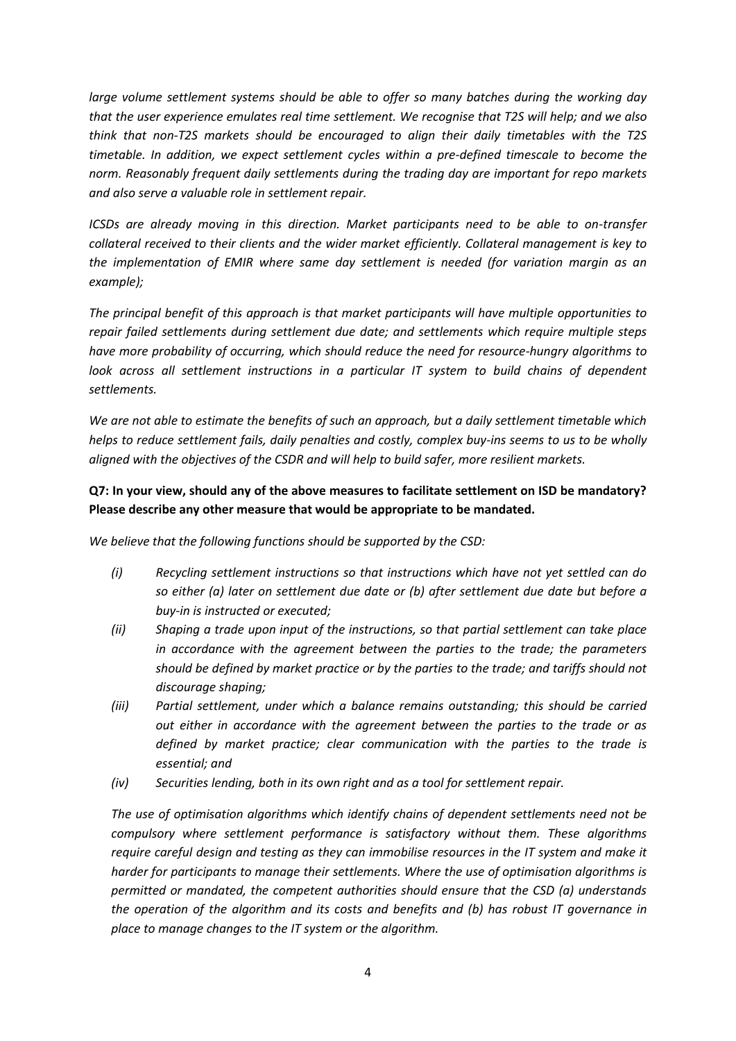*large volume settlement systems should be able to offer so many batches during the working day that the user experience emulates real time settlement. We recognise that T2S will help; and we also think that non-T2S markets should be encouraged to align their daily timetables with the T2S timetable. In addition, we expect settlement cycles within a pre-defined timescale to become the norm. Reasonably frequent daily settlements during the trading day are important for repo markets and also serve a valuable role in settlement repair.*

*ICSDs are already moving in this direction. Market participants need to be able to on-transfer collateral received to their clients and the wider market efficiently. Collateral management is key to the implementation of EMIR where same day settlement is needed (for variation margin as an example);*

*The principal benefit of this approach is that market participants will have multiple opportunities to repair failed settlements during settlement due date; and settlements which require multiple steps have more probability of occurring, which should reduce the need for resource-hungry algorithms to look across all settlement instructions in a particular IT system to build chains of dependent settlements.*

*We are not able to estimate the benefits of such an approach, but a daily settlement timetable which helps to reduce settlement fails, daily penalties and costly, complex buy-ins seems to us to be wholly aligned with the objectives of the CSDR and will help to build safer, more resilient markets.*

**Q7: In your view, should any of the above measures to facilitate settlement on ISD be mandatory? Please describe any other measure that would be appropriate to be mandated.**

*We believe that the following functions should be supported by the CSD:*

- *(i) Recycling settlement instructions so that instructions which have not yet settled can do so either (a) later on settlement due date or (b) after settlement due date but before a buy-in is instructed or executed;*
- *(ii) Shaping a trade upon input of the instructions, so that partial settlement can take place in accordance with the agreement between the parties to the trade; the parameters should be defined by market practice or by the parties to the trade; and tariffs should not discourage shaping;*
- *(iii) Partial settlement, under which a balance remains outstanding; this should be carried out either in accordance with the agreement between the parties to the trade or as defined by market practice; clear communication with the parties to the trade is essential; and*
- *(iv) Securities lending, both in its own right and as a tool for settlement repair.*

*The use of optimisation algorithms which identify chains of dependent settlements need not be compulsory where settlement performance is satisfactory without them. These algorithms require careful design and testing as they can immobilise resources in the IT system and make it harder for participants to manage their settlements. Where the use of optimisation algorithms is permitted or mandated, the competent authorities should ensure that the CSD (a) understands the operation of the algorithm and its costs and benefits and (b) has robust IT governance in place to manage changes to the IT system or the algorithm.*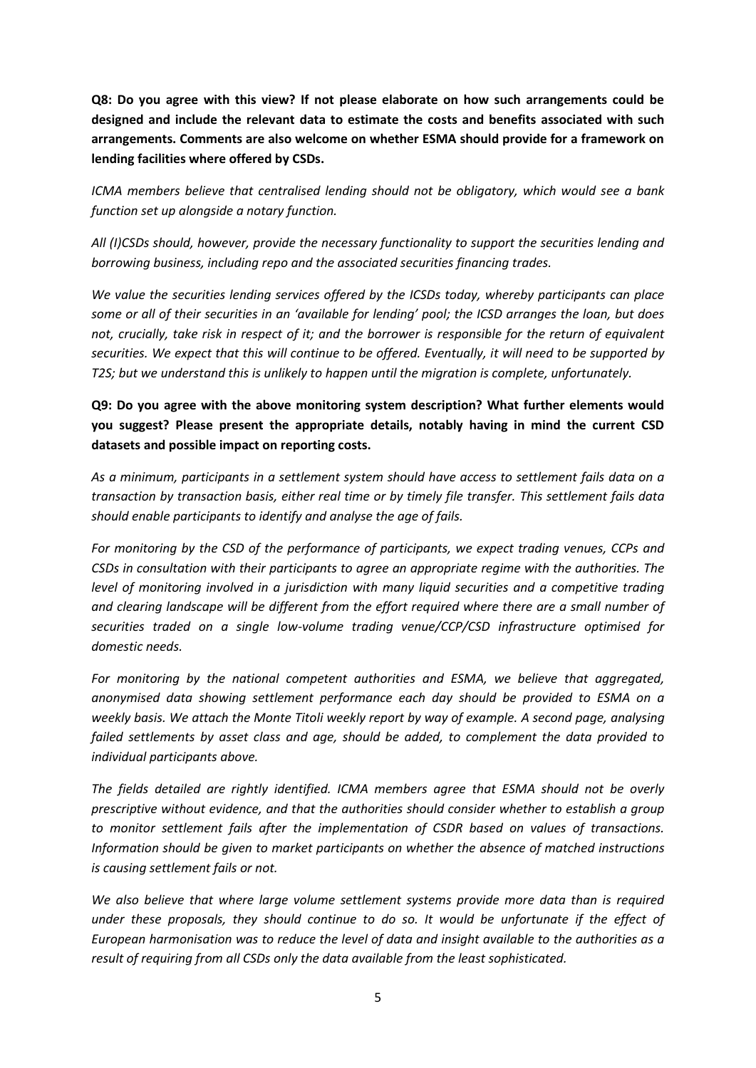**Q8: Do you agree with this view? If not please elaborate on how such arrangements could be designed and include the relevant data to estimate the costs and benefits associated with such arrangements. Comments are also welcome on whether ESMA should provide for a framework on lending facilities where offered by CSDs.**

*ICMA members believe that centralised lending should not be obligatory, which would see a bank function set up alongside a notary function.*

*All (I)CSDs should, however, provide the necessary functionality to support the securities lending and borrowing business, including repo and the associated securities financing trades.*

*We value the securities lending services offered by the ICSDs today, whereby participants can place some or all of their securities in an 'available for lending' pool; the ICSD arranges the loan, but does not, crucially, take risk in respect of it; and the borrower is responsible for the return of equivalent securities. We expect that this will continue to be offered. Eventually, it will need to be supported by T2S; but we understand this is unlikely to happen until the migration is complete, unfortunately.*

**Q9: Do you agree with the above monitoring system description? What further elements would you suggest? Please present the appropriate details, notably having in mind the current CSD datasets and possible impact on reporting costs.**

*As a minimum, participants in a settlement system should have access to settlement fails data on a transaction by transaction basis, either real time or by timely file transfer. This settlement fails data should enable participants to identify and analyse the age of fails.*

*For monitoring by the CSD of the performance of participants, we expect trading venues, CCPs and CSDs in consultation with their participants to agree an appropriate regime with the authorities. The level of monitoring involved in a jurisdiction with many liquid securities and a competitive trading and clearing landscape will be different from the effort required where there are a small number of securities traded on a single low-volume trading venue/CCP/CSD infrastructure optimised for domestic needs.*

*For monitoring by the national competent authorities and ESMA, we believe that aggregated, anonymised data showing settlement performance each day should be provided to ESMA on a weekly basis. We attach the Monte Titoli weekly report by way of example. A second page, analysing failed settlements by asset class and age, should be added, to complement the data provided to individual participants above.*

*The fields detailed are rightly identified. ICMA members agree that ESMA should not be overly prescriptive without evidence, and that the authorities should consider whether to establish a group to monitor settlement fails after the implementation of CSDR based on values of transactions. Information should be given to market participants on whether the absence of matched instructions is causing settlement fails or not.*

*We also believe that where large volume settlement systems provide more data than is required under these proposals, they should continue to do so. It would be unfortunate if the effect of European harmonisation was to reduce the level of data and insight available to the authorities as a result of requiring from all CSDs only the data available from the least sophisticated.*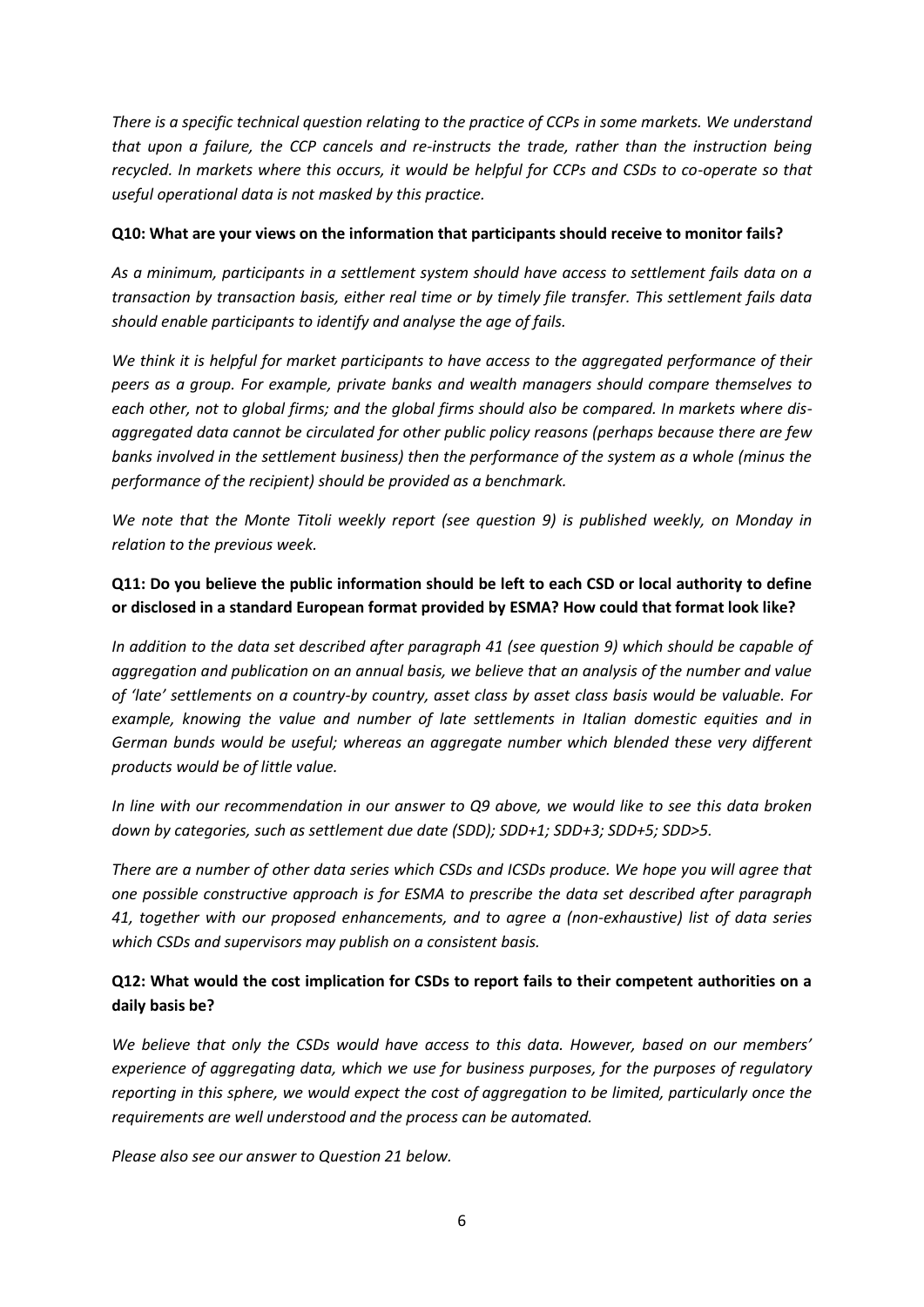*There is a specific technical question relating to the practice of CCPs in some markets. We understand that upon a failure, the CCP cancels and re-instructs the trade, rather than the instruction being recycled. In markets where this occurs, it would be helpful for CCPs and CSDs to co-operate so that useful operational data is not masked by this practice.*

**Q10: What are your views on the information that participants should receive to monitor fails?**

*As a minimum, participants in a settlement system should have access to settlement fails data on a transaction by transaction basis, either real time or by timely file transfer. This settlement fails data should enable participants to identify and analyse the age of fails.*

*We think it is helpful for market participants to have access to the aggregated performance of their peers as a group. For example, private banks and wealth managers should compare themselves to each other, not to global firms; and the global firms should also be compared. In markets where dis-aggregated data cannot be circulated for other public policy reasons (perhaps because there are few banks involved in the settlement business) then the performance of the system as a whole (minus the performance of the recipient) should be provided as a benchmark.*

*We note that the Monte Titoli weekly report (see question 9) is published weekly, on Monday in relation to the previous week.*

**Q11: Do you believe the public information should be left to each CSD or local authority to define or disclosed in a standard European format provided by ESMA? How could that format look like?**

*In addition to the data set described after paragraph 41 (see question 9) which should be capable of aggregation and publication on an annual basis, we believe that an analysis of the number and value of 'late' settlements on a country-by country, asset class by asset class basis would be valuable. For example, knowing the value and number of late settlements in Italian domestic equities and in German bunds would be useful; whereas an aggregate number which blended these very different products would be of little value.*

*In line with our recommendation in our answer to Q9 above, we would like to see this data broken down by categories, such as settlement due date (SDD); SDD+1; SDD+3; SDD+5; SDD>5.*

*There are a number of other data series which CSDs and ICSDs produce. We hope you will agree that one possible constructive approach is for ESMA to prescribe the data set described after paragraph 41, together with our proposed enhancements, and to agree a (non-exhaustive) list of data series which CSDs and supervisors may publish on a consistent basis.*

**Q12: What would the cost implication for CSDs to report fails to their competent authorities on a daily basis be?**

*We believe that only the CSDs would have access to this data. However, based on our members' experience of aggregating data, which we use for business purposes, for the purposes of regulatory reporting in this sphere, we would expect the cost of aggregation to be limited, particularly once the requirements are well understood and the process can be automated.*

*Please also see our answer to Question 21 below.*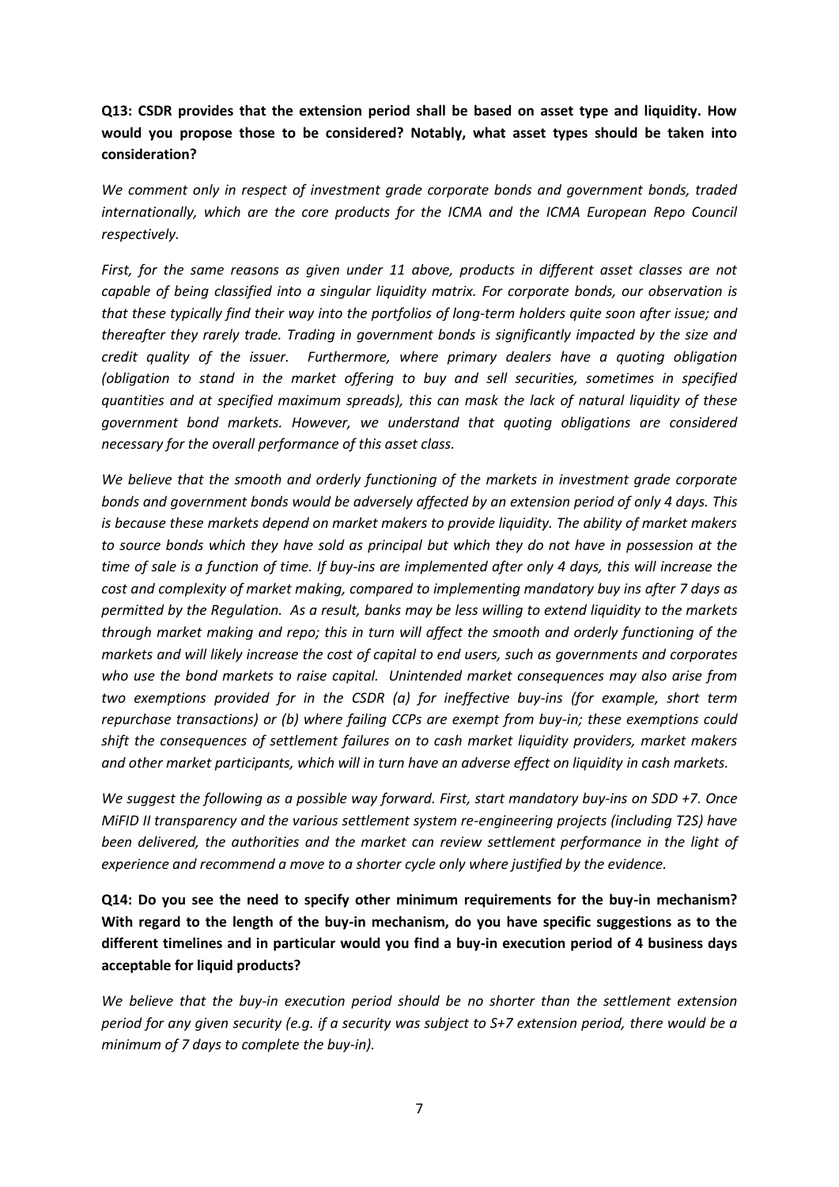**Q13: CSDR provides that the extension period shall be based on asset type and liquidity. How would you propose those to be considered? Notably, what asset types should be taken into consideration?**

*We comment only in respect of investment grade corporate bonds and government bonds, traded internationally, which are the core products for the ICMA and the ICMA European Repo Council respectively.*

*First, for the same reasons as given under 11 above, products in different asset classes are not capable of being classified into a singular liquidity matrix. For corporate bonds, our observation is that these typically find their way into the portfolios of long-term holders quite soon after issue; and thereafter they rarely trade. Trading in government bonds is significantly impacted by the size and credit quality of the issuer. Furthermore, where primary dealers have a quoting obligation (obligation to stand in the market offering to buy and sell securities, sometimes in specified quantities and at specified maximum spreads), this can mask the lack of natural liquidity of these government bond markets. However, we understand that quoting obligations are considered necessary for the overall performance of this asset class.*

*We believe that the smooth and orderly functioning of the markets in investment grade corporate bonds and government bonds would be adversely affected by an extension period of only 4 days. This is because these markets depend on market makers to provide liquidity. The ability of market makers to source bonds which they have sold as principal but which they do not have in possession at the time of sale is a function of time. If buy-ins are implemented after only 4 days, this will increase the cost and complexity of market making, compared to implementing mandatory buy ins after 7 days as permitted by the Regulation. As a result, banks may be less willing to extend liquidity to the markets through market making and repo; this in turn will affect the smooth and orderly functioning of the markets and will likely increase the cost of capital to end users, such as governments and corporates who use the bond markets to raise capital. Unintended market consequences may also arise from two exemptions provided for in the CSDR (a) for ineffective buy-ins (for example, short term repurchase transactions) or (b) where failing CCPs are exempt from buy-in; these exemptions could shift the consequences of settlement failures on to cash market liquidity providers, market makers and other market participants, which will in turn have an adverse effect on liquidity in cash markets.*

*We suggest the following as a possible way forward. First, start mandatory buy-ins on SDD +7. Once MiFID II transparency and the various settlement system re-engineering projects (including T2S) have been delivered, the authorities and the market can review settlement performance in the light of experience and recommend a move to a shorter cycle only where justified by the evidence.*

**Q14: Do you see the need to specify other minimum requirements for the buy-in mechanism? With regard to the length of the buy-in mechanism, do you have specific suggestions as to the different timelines and in particular would you find a buy-in execution period of 4 business days acceptable for liquid products?**

*We believe that the buy-in execution period should be no shorter than the settlement extension period for any given security (e.g. if a security was subject to S+7 extension period, there would be a minimum of 7 days to complete the buy-in).*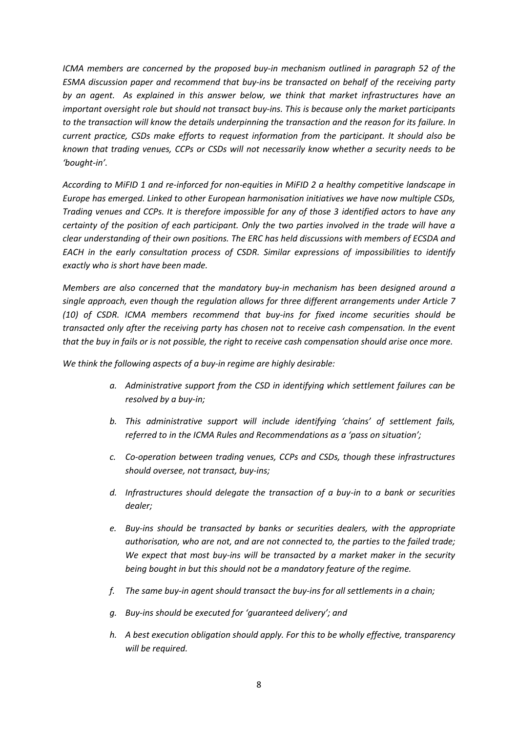*ICMA members are concerned by the proposed buy-in mechanism outlined in paragraph 52 of the ESMA discussion paper and recommend that buy-ins be transacted on behalf of the receiving party by an agent. As explained in this answer below, we think that market infrastructures have an important oversight role but should not transact buy-ins. This is because only the market participants to the transaction will know the details underpinning the transaction and the reason for its failure. In current practice, CSDs make efforts to request information from the participant. It should also be known that trading venues, CCPs or CSDs will not necessarily know whether a security needs to be 'bought-in'.*

*According to MiFID 1 and re-inforced for non-equities in MiFID 2 a healthy competitive landscape in Europe has emerged. Linked to other European harmonisation initiatives we have now multiple CSDs, Trading venues and CCPs. It is therefore impossible for any of those 3 identified actors to have any certainty of the position of each participant. Only the two parties involved in the trade will have a clear understanding of their own positions. The ERC has held discussions with members of ECSDA and EACH in the early consultation process of CSDR. Similar expressions of impossibilities to identify exactly who is short have been made.*

*Members are also concerned that the mandatory buy-in mechanism has been designed around a single approach, even though the regulation allows for three different arrangements under Article 7 (10) of CSDR. ICMA members recommend that buy-ins for fixed income securities should be transacted only after the receiving party has chosen not to receive cash compensation. In the event that the buy in fails or is not possible, the right to receive cash compensation should arise once more.*

*We think the following aspects of a buy-in regime are highly desirable:*

- *a. Administrative support from the CSD in identifying which settlement failures can be resolved by a buy-in;*
- *b. This administrative support will include identifying 'chains' of settlement fails, referred to in the ICMA Rules and Recommendations as a 'pass on situation';*
- *c. Co-operation between trading venues, CCPs and CSDs, though these infrastructures should oversee, not transact, buy-ins;*
- *d. Infrastructures should delegate the transaction of a buy-in to a bank or securities dealer;*
- *e. Buy-ins should be transacted by banks or securities dealers, with the appropriate authorisation, who are not, and are not connected to, the parties to the failed trade; We expect that most buy-ins will be transacted by a market maker in the security being bought in but this should not be a mandatory feature of the regime.*
- *f. The same buy-in agent should transact the buy-ins for all settlements in a chain;*
- *g. Buy-ins should be executed for 'guaranteed delivery'; and*
- *h. A best execution obligation should apply. For this to be wholly effective, transparency will be required.*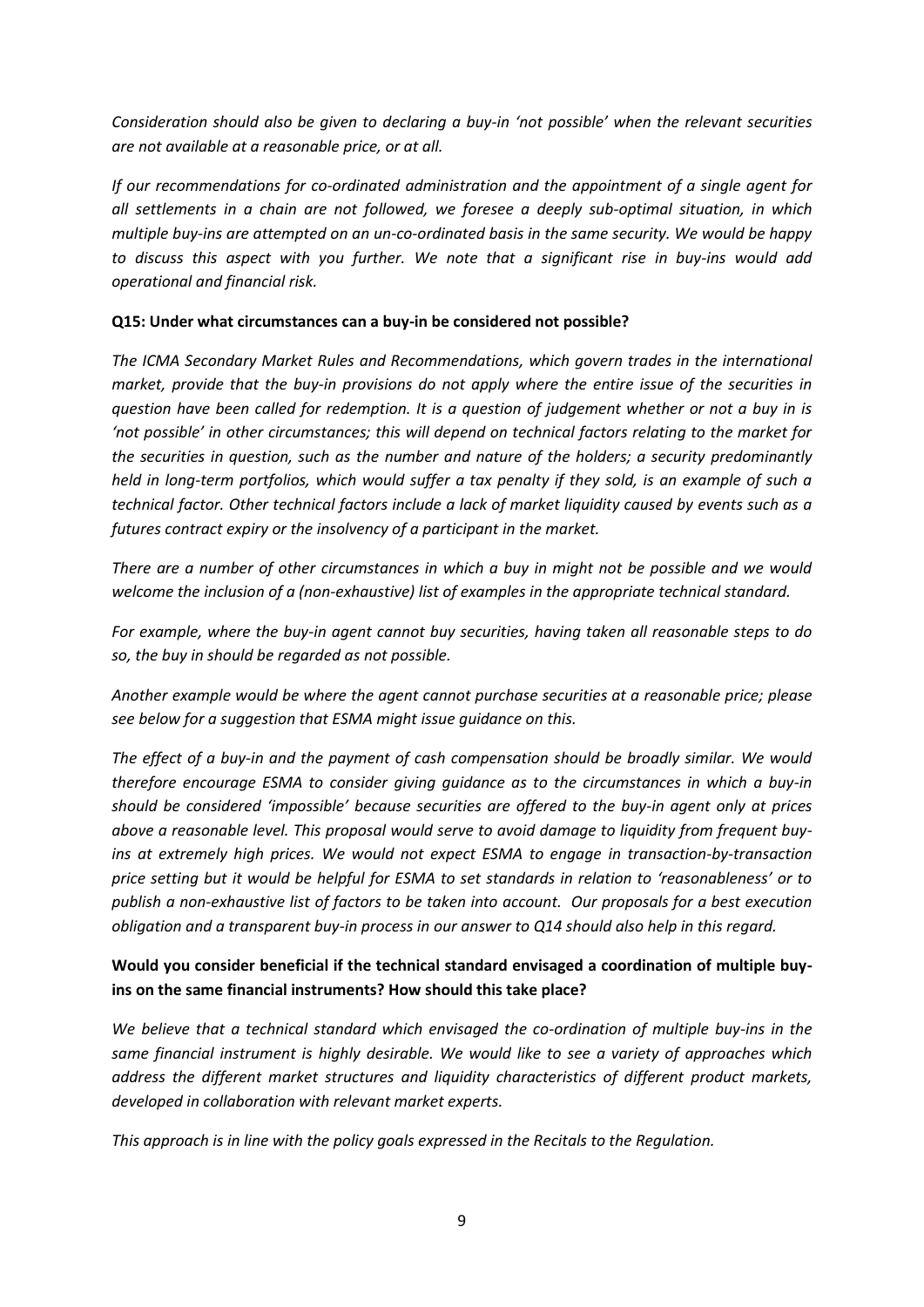*Consideration should also be given to declaring a buy-in 'not possible' when the relevant securities are not available at a reasonable price, or at all.*

*If our recommendations for co-ordinated administration and the appointment of a single agent for all settlements in a chain are not followed, we foresee a deeply sub-optimal situation, in which multiple buy-ins are attempted on an un-co-ordinated basis in the same security. We would be happy to discuss this aspect with you further. We note that a significant rise in buy-ins would add operational and financial risk.*

**Q15: Under what circumstances can a buy-in be considered not possible?**

*The ICMA Secondary Market Rules and Recommendations, which govern trades in the international market, provide that the buy-in provisions do not apply where the entire issue of the securities in question have been called for redemption. It is a question of judgement whether or not a buy in is 'not possible' in other circumstances; this will depend on technical factors relating to the market for the securities in question, such as the number and nature of the holders; a security predominantly held in long-term portfolios, which would suffer a tax penalty if they sold, is an example of such a technical factor. Other technical factors include a lack of market liquidity caused by events such as a futures contract expiry or the insolvency of a participant in the market.*

*There are a number of other circumstances in which a buy in might not be possible and we would welcome the inclusion of a (non-exhaustive) list of examples in the appropriate technical standard.*

*For example, where the buy-in agent cannot buy securities, having taken all reasonable steps to do so, the buy in should be regarded as not possible.*

*Another example would be where the agent cannot purchase securities at a reasonable price; please see below for a suggestion that ESMA might issue guidance on this.*

*The effect of a buy-in and the payment of cash compensation should be broadly similar. We would therefore encourage ESMA to consider giving guidance as to the circumstances in which a buy-in should be considered 'impossible' because securities are offered to the buy-in agent only at prices above a reasonable level. This proposal would serve to avoid damage to liquidity from frequent buy-ins at extremely high prices. We would not expect ESMA to engage in transaction-by-transaction price setting but it would be helpful for ESMA to set standards in relation to 'reasonableness' or to publish a non-exhaustive list of factors to be taken into account. Our proposals for a best execution obligation and a transparent buy-in process in our answer to Q14 should also help in this regard.*

**Would you consider beneficial if the technical standard envisaged a coordination of multiple buy-ins on the same financial instruments? How should this take place?**

*We believe that a technical standard which envisaged the co-ordination of multiple buy-ins in the same financial instrument is highly desirable. We would like to see a variety of approaches which address the different market structures and liquidity characteristics of different product markets, developed in collaboration with relevant market experts.*

*This approach is in line with the policy goals expressed in the Recitals to the Regulation.*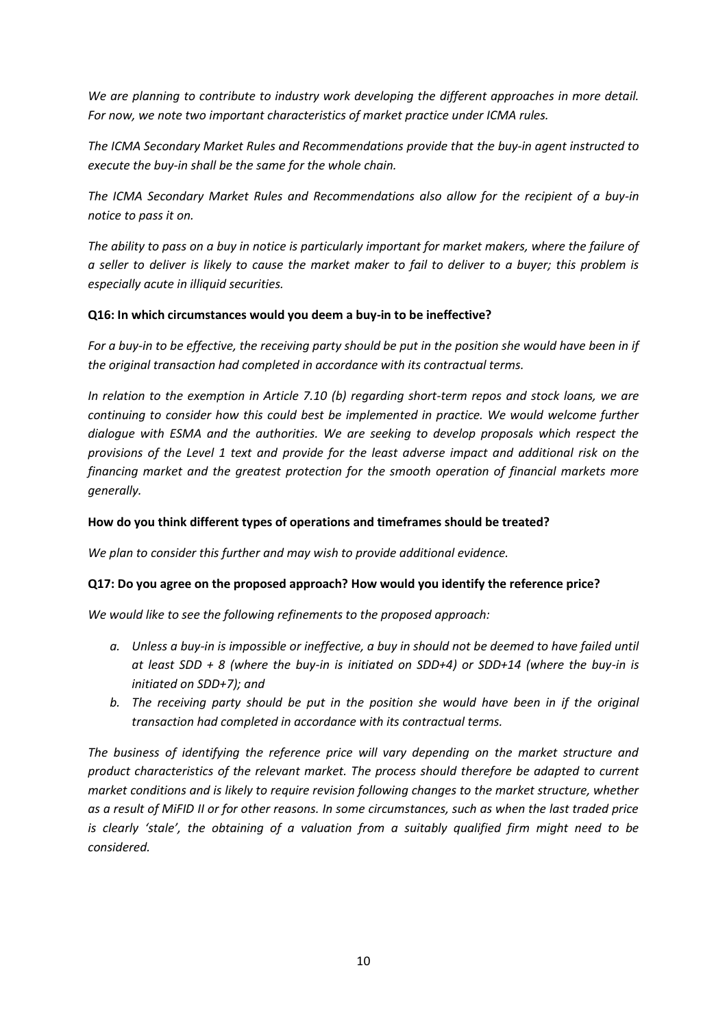*We are planning to contribute to industry work developing the different approaches in more detail. For now, we note two important characteristics of market practice under ICMA rules.*

*The ICMA Secondary Market Rules and Recommendations provide that the buy-in agent instructed to execute the buy-in shall be the same for the whole chain.*

*The ICMA Secondary Market Rules and Recommendations also allow for the recipient of a buy-in notice to pass it on.*

*The ability to pass on a buy in notice is particularly important for market makers, where the failure of a seller to deliver is likely to cause the market maker to fail to deliver to a buyer; this problem is especially acute in illiquid securities.*

**Q16: In which circumstances would you deem a buy-in to be ineffective?**

*For a buy-in to be effective, the receiving party should be put in the position she would have been in if the original transaction had completed in accordance with its contractual terms.*

*In relation to the exemption in Article 7.10 (b) regarding short-term repos and stock loans, we are continuing to consider how this could best be implemented in practice. We would welcome further dialogue with ESMA and the authorities. We are seeking to develop proposals which respect the provisions of the Level 1 text and provide for the least adverse impact and additional risk on the financing market and the greatest protection for the smooth operation of financial markets more generally.*

**How do you think different types of operations and timeframes should be treated?**

*We plan to consider this further and may wish to provide additional evidence.*

**Q17: Do you agree on the proposed approach? How would you identify the reference price?**

*We would like to see the following refinements to the proposed approach:*

- *a. Unless a buy-in is impossible or ineffective, a buy in should not be deemed to have failed until at least SDD + 8 (where the buy-in is initiated on SDD+4) or SDD+14 (where the buy-in is initiated on SDD+7); and*
- *b. The receiving party should be put in the position she would have been in if the original transaction had completed in accordance with its contractual terms.*

*The business of identifying the reference price will vary depending on the market structure and product characteristics of the relevant market. The process should therefore be adapted to current market conditions and is likely to require revision following changes to the market structure, whether as a result of MiFID II or for other reasons. In some circumstances, such as when the last traded price is clearly 'stale', the obtaining of a valuation from a suitably qualified firm might need to be considered.*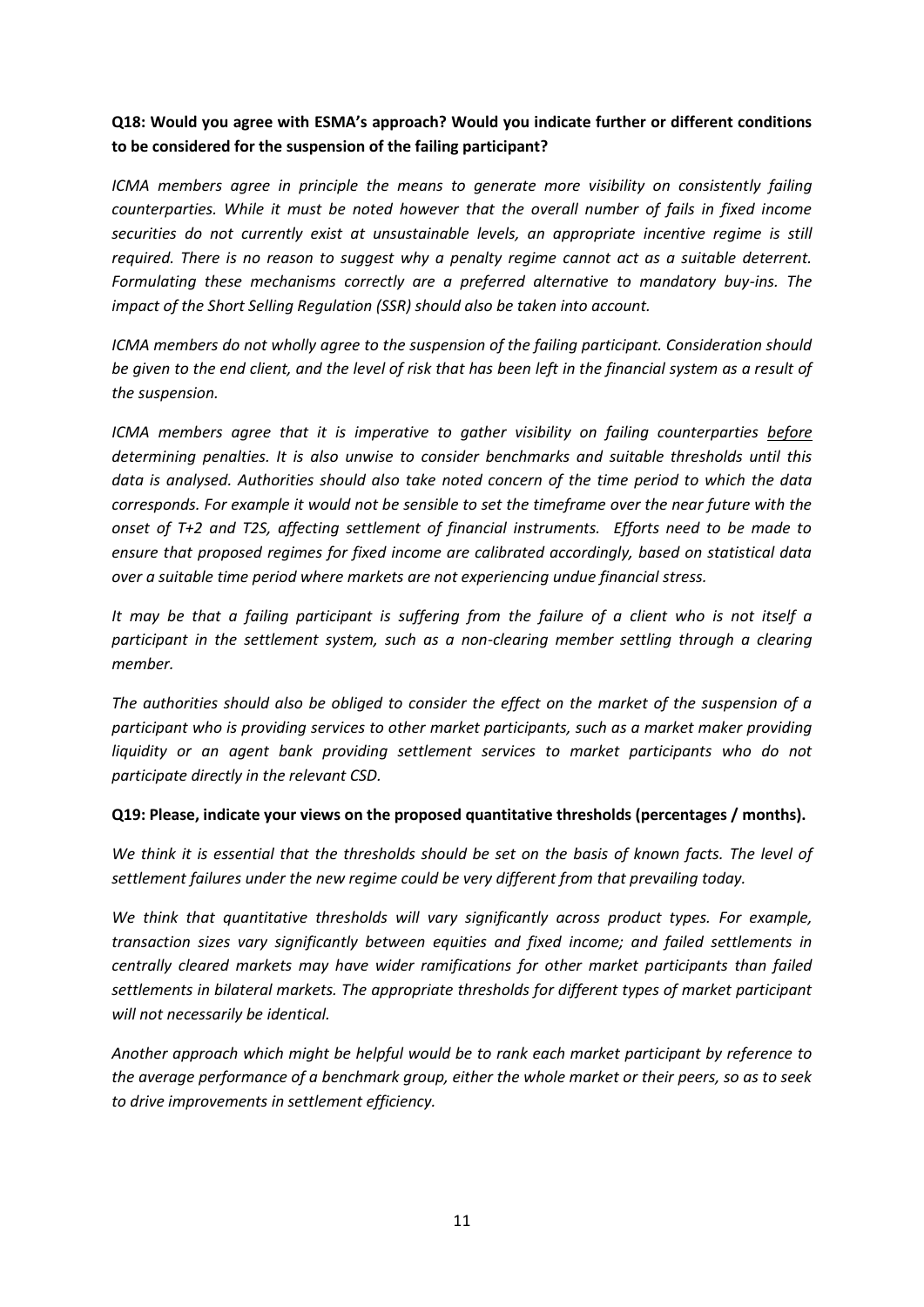**Q18: Would you agree with ESMA's approach? Would you indicate further or different conditions to be considered for the suspension of the failing participant?**

*ICMA members agree in principle the means to generate more visibility on consistently failing counterparties. While it must be noted however that the overall number of fails in fixed income securities do not currently exist at unsustainable levels, an appropriate incentive regime is still required. There is no reason to suggest why a penalty regime cannot act as a suitable deterrent. Formulating these mechanisms correctly are a preferred alternative to mandatory buy-ins. The impact of the Short Selling Regulation (SSR) should also be taken into account.*

*ICMA members do not wholly agree to the suspension of the failing participant. Consideration should be given to the end client, and the level of risk that has been left in the financial system as a result of the suspension.*

*ICMA members agree that it is imperative to gather visibility on failing counterparties <u>before</u> determining penalties. It is also unwise to consider benchmarks and suitable thresholds until this data is analysed. Authorities should also take noted concern of the time period to which the data corresponds. For example it would not be sensible to set the timeframe over the near future with the onset of T+2 and T2S, affecting settlement of financial instruments. Efforts need to be made to ensure that proposed regimes for fixed income are calibrated accordingly, based on statistical data over a suitable time period where markets are not experiencing undue financial stress.*

*It may be that a failing participant is suffering from the failure of a client who is not itself a participant in the settlement system, such as a non-clearing member settling through a clearing member.*

*The authorities should also be obliged to consider the effect on the market of the suspension of a participant who is providing services to other market participants, such as a market maker providing liquidity or an agent bank providing settlement services to market participants who do not participate directly in the relevant CSD.*

**Q19: Please, indicate your views on the proposed quantitative thresholds (percentages / months).**

*We think it is essential that the thresholds should be set on the basis of known facts. The level of settlement failures under the new regime could be very different from that prevailing today.*

*We think that quantitative thresholds will vary significantly across product types. For example, transaction sizes vary significantly between equities and fixed income; and failed settlements in centrally cleared markets may have wider ramifications for other market participants than failed settlements in bilateral markets. The appropriate thresholds for different types of market participant will not necessarily be identical.*

*Another approach which might be helpful would be to rank each market participant by reference to the average performance of a benchmark group, either the whole market or their peers, so as to seek to drive improvements in settlement efficiency.*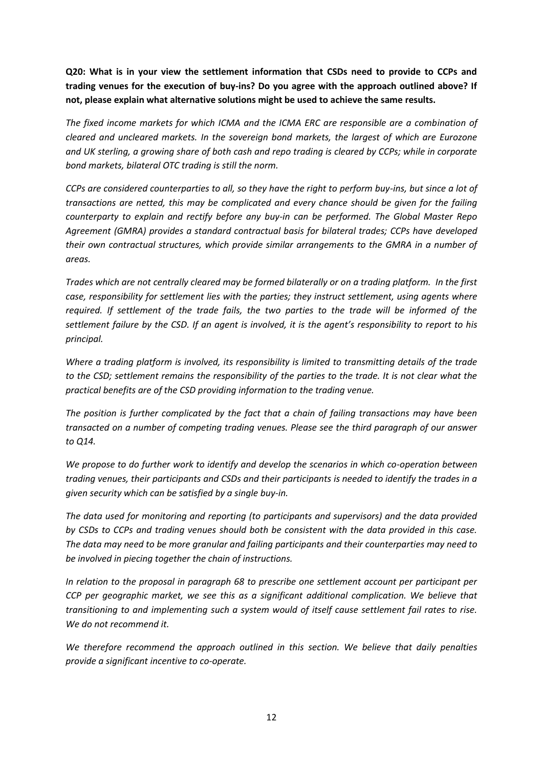**Q20: What is in your view the settlement information that CSDs need to provide to CCPs and trading venues for the execution of buy-ins? Do you agree with the approach outlined above? If not, please explain what alternative solutions might be used to achieve the same results.**

*The fixed income markets for which ICMA and the ICMA ERC are responsible are a combination of cleared and uncleared markets. In the sovereign bond markets, the largest of which are Eurozone and UK sterling, a growing share of both cash and repo trading is cleared by CCPs; while in corporate bond markets, bilateral OTC trading is still the norm.*

*CCPs are considered counterparties to all, so they have the right to perform buy-ins, but since a lot of transactions are netted, this may be complicated and every chance should be given for the failing counterparty to explain and rectify before any buy-in can be performed. The Global Master Repo Agreement (GMRA) provides a standard contractual basis for bilateral trades; CCPs have developed their own contractual structures, which provide similar arrangements to the GMRA in a number of areas.*

*Trades which are not centrally cleared may be formed bilaterally or on a trading platform. In the first case, responsibility for settlement lies with the parties; they instruct settlement, using agents where required. If settlement of the trade fails, the two parties to the trade will be informed of the settlement failure by the CSD. If an agent is involved, it is the agent's responsibility to report to his principal.*

*Where a trading platform is involved, its responsibility is limited to transmitting details of the trade to the CSD; settlement remains the responsibility of the parties to the trade. It is not clear what the practical benefits are of the CSD providing information to the trading venue.*

*The position is further complicated by the fact that a chain of failing transactions may have been transacted on a number of competing trading venues. Please see the third paragraph of our answer to Q14.*

*We propose to do further work to identify and develop the scenarios in which co-operation between trading venues, their participants and CSDs and their participants is needed to identify the trades in a given security which can be satisfied by a single buy-in.*

*The data used for monitoring and reporting (to participants and supervisors) and the data provided by CSDs to CCPs and trading venues should both be consistent with the data provided in this case. The data may need to be more granular and failing participants and their counterparties may need to be involved in piecing together the chain of instructions.*

*In relation to the proposal in paragraph 68 to prescribe one settlement account per participant per CCP per geographic market, we see this as a significant additional complication. We believe that transitioning to and implementing such a system would of itself cause settlement fail rates to rise. We do not recommend it.*

*We therefore recommend the approach outlined in this section. We believe that daily penalties provide a significant incentive to co-operate.*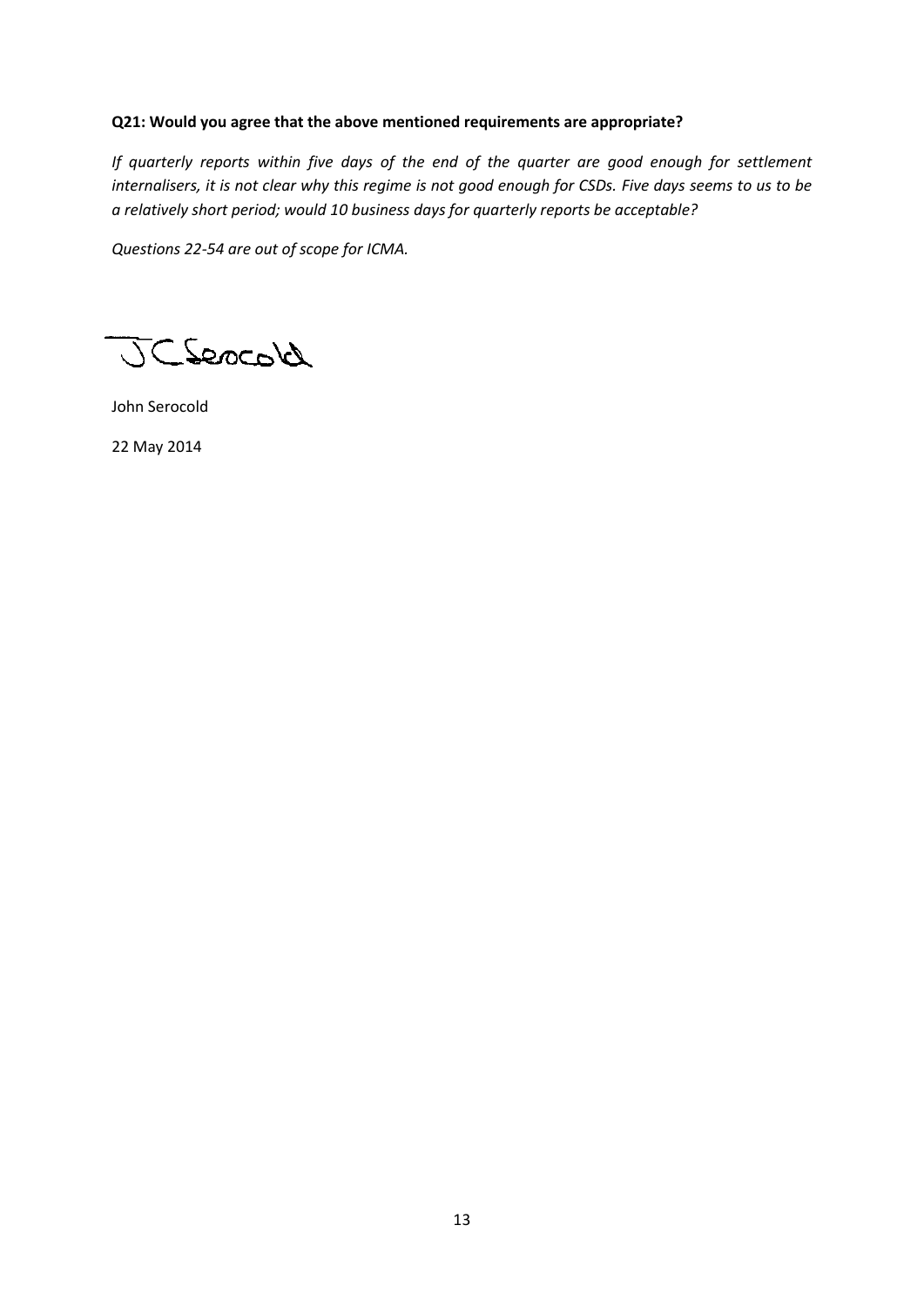**Q21: Would you agree that the above mentioned requirements are appropriate?**

*If quarterly reports within five days of the end of the quarter are good enough for settlement internalisers, it is not clear why this regime is not good enough for CSDs. Five days seems to us to be a relatively short period; would 10 business days for quarterly reports be acceptable?*

*Questions 22-54 are out of scope for ICMA.*

JCSerocold

John Serocold

22 May 2014